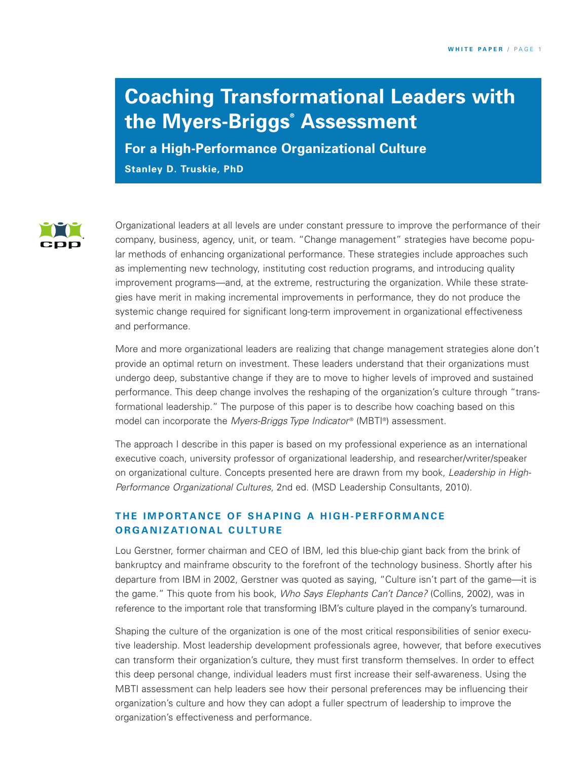# Coaching Transformational Leaders with the Myers-Briggs® Assessment

## For a High-Performance Organizational Culture

**Stanley D. Truskie, PhD**

Organizational leaders at all levels are under constant pressure to improve the performance of their company, business, agency, unit, or team. "Change management" strategies have become popular methods of enhancing organizational performance. These strategies include approaches such as implementing new technology, instituting cost reduction programs, and introducing quality improvement programs—and, at the extreme, restructuring the organization. While these strategies have merit in making incremental improvements in performance, they do not produce the systemic change required for significant long-term improvement in organizational effectiveness and performance.

More and more organizational leaders are realizing that change management strategies alone don't provide an optimal return on investment. These leaders understand that their organizations must undergo deep, substantive change if they are to move to higher levels of improved and sustained performance. This deep change involves the reshaping of the organization's culture through "transformational leadership." The purpose of this paper is to describe how coaching based on this model can incorporate the *Myers-Briggs Type Indicator*® (MBTI®) assessment.

The approach I describe in this paper is based on my professional experience as an international executive coach, university professor of organizational leadership, and researcher/writer/speaker on organizational culture. Concepts presented here are drawn from my book, *Leadership in High-Performance Organizational Cultures,* 2nd ed. (MSD Leadership Consultants, 2010).

### THE IMPORTANCE OF SHAPING A HIGH-PERFORMANCE ORGANIZATIONAL CULTURE

Lou Gerstner, former chairman and CEO of IBM, led this blue-chip giant back from the brink of bankruptcy and mainframe obscurity to the forefront of the technology business. Shortly after his departure from IBM in 2002, Gerstner was quoted as saying, "Culture isn't part of the game—it is the game." This quote from his book, *Who Says Elephants Can't Dance?* (Collins, 2002), was in reference to the important role that transforming IBM's culture played in the company's turnaround.

Shaping the culture of the organization is one of the most critical responsibilities of senior executive leadership. Most leadership development professionals agree, however, that before executives can transform their organization's culture, they must first transform themselves. In order to effect this deep personal change, individual leaders must first increase their self-awareness. Using the MBTI assessment can help leaders see how their personal preferences may be influencing their organization's culture and how they can adopt a fuller spectrum of leadership to improve the organization's effectiveness and performance.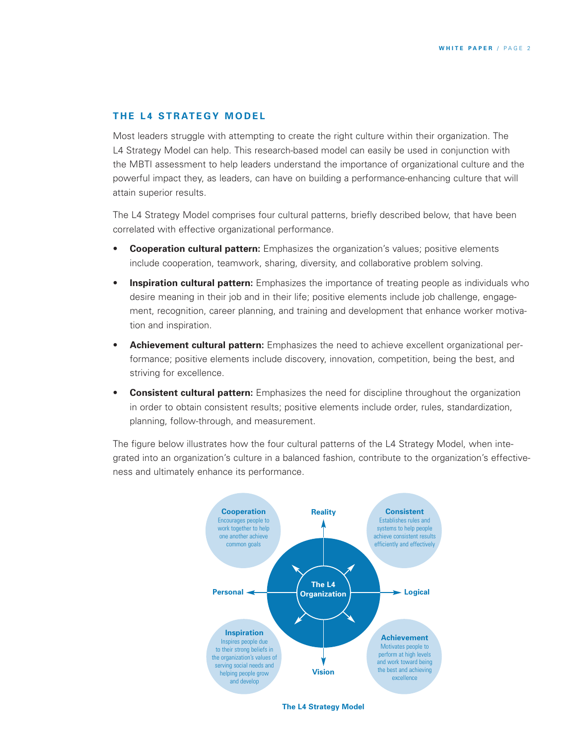## THE L4 STRATEGY MODEL

Most leaders struggle with attempting to create the right culture within their organization. The L4 Strategy Model can help. This research-based model can easily be used in conjunction with the MBTI assessment to help leaders understand the importance of organizational culture and the powerful impact they, as leaders, can have on building a performance-enhancing culture that will attain superior results.

The L4 Strategy Model comprises four cultural patterns, briefly described below, that have been correlated with effective organizational performance.

- **Cooperation cultural pattern:** Emphasizes the organization's values; positive elements include cooperation, teamwork, sharing, diversity, and collaborative problem solving.
- **Inspiration cultural pattern:** Emphasizes the importance of treating people as individuals who desire meaning in their job and in their life; positive elements include job challenge, engagement, recognition, career planning, and training and development that enhance worker motivation and inspiration.
- **Achievement cultural pattern:** Emphasizes the need to achieve excellent organizational performance; positive elements include discovery, innovation, competition, being the best, and striving for excellence.
- **Consistent cultural pattern:** Emphasizes the need for discipline throughout the organization in order to obtain consistent results; positive elements include order, rules, standardization, planning, follow-through, and measurement.

The figure below illustrates how the four cultural patterns of the L4 Strategy Model, when integrated into an organization's culture in a balanced fashion, contribute to the organization's effectiveness and ultimately enhance its performance.

**Cooperation** Encourages people to work together to help one another achieve common goals

**Consistent** Establishes rules and systems to help people achieve consistent results efficiently and effectively

**Inspiration** Inspires people due to their strong beliefs in the organization's values of serving social needs and helping people grow and develop

**Achievement** Motivates people to perform at high levels and work toward being the best and achieving excellence

Reality — Vision — Personal — Logical — The L4 Organization

**The L4 Strategy Model**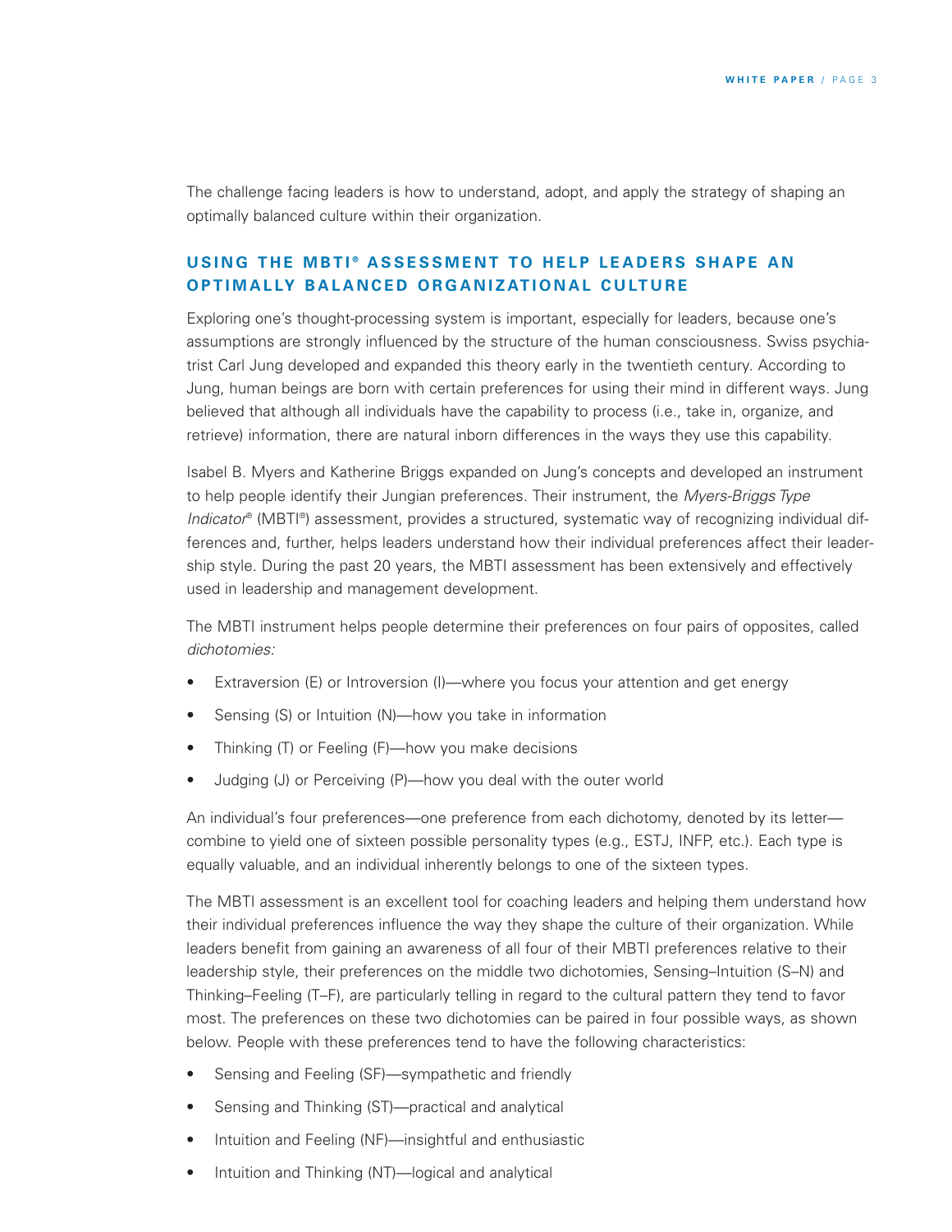The challenge facing leaders is how to understand, adopt, and apply the strategy of shaping an optimally balanced culture within their organization.

## USING THE MBTI® ASSESSMENT TO HELP LEADERS SHAPE AN OPTIMALLY BALANCED ORGANIZATIONAL CULTURE

Exploring one's thought-processing system is important, especially for leaders, because one's assumptions are strongly influenced by the structure of the human consciousness. Swiss psychiatrist Carl Jung developed and expanded this theory early in the twentieth century. According to Jung, human beings are born with certain preferences for using their mind in different ways. Jung believed that although all individuals have the capability to process (i.e., take in, organize, and retrieve) information, there are natural inborn differences in the ways they use this capability.

Isabel B. Myers and Katherine Briggs expanded on Jung's concepts and developed an instrument to help people identify their Jungian preferences. Their instrument, the *Myers-Briggs Type Indicator*® (MBTI®) assessment, provides a structured, systematic way of recognizing individual differences and, further, helps leaders understand how their individual preferences affect their leadership style. During the past 20 years, the MBTI assessment has been extensively and effectively used in leadership and management development.

The MBTI instrument helps people determine their preferences on four pairs of opposites, called *dichotomies:*

- Extraversion (E) or Introversion (I)—where you focus your attention and get energy
- Sensing (S) or Intuition (N)—how you take in information
- Thinking (T) or Feeling (F)—how you make decisions
- Judging (J) or Perceiving (P)—how you deal with the outer world

An individual's four preferences—one preference from each dichotomy, denoted by its letter—combine to yield one of sixteen possible personality types (e.g., ESTJ, INFP, etc.). Each type is equally valuable, and an individual inherently belongs to one of the sixteen types.

The MBTI assessment is an excellent tool for coaching leaders and helping them understand how their individual preferences influence the way they shape the culture of their organization. While leaders benefit from gaining an awareness of all four of their MBTI preferences relative to their leadership style, their preferences on the middle two dichotomies, Sensing–Intuition (S–N) and Thinking–Feeling (T–F), are particularly telling in regard to the cultural pattern they tend to favor most. The preferences on these two dichotomies can be paired in four possible ways, as shown below. People with these preferences tend to have the following characteristics:

- Sensing and Feeling (SF)—sympathetic and friendly
- Sensing and Thinking (ST)—practical and analytical
- Intuition and Feeling (NF)—insightful and enthusiastic
- Intuition and Thinking (NT)—logical and analytical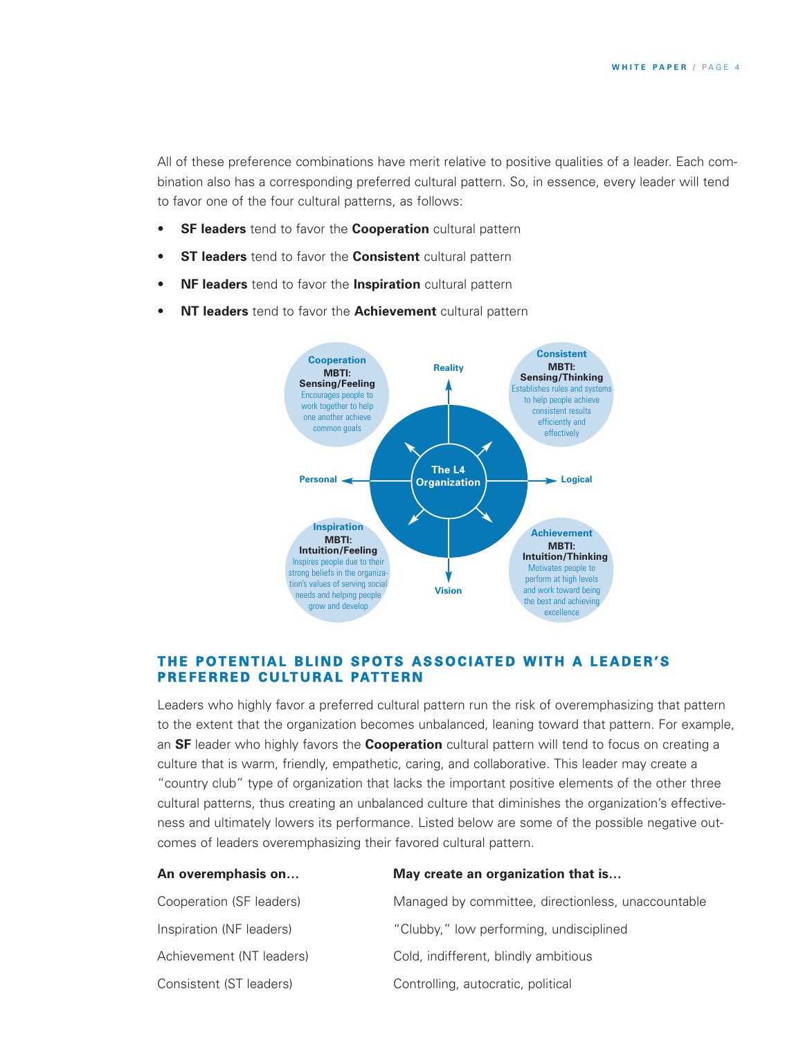All of these preference combinations have merit relative to positive qualities of a leader. Each combination also has a corresponding preferred cultural pattern. So, in essence, every leader will tend to favor one of the four cultural patterns, as follows:

- **SF leaders** tend to favor the **Cooperation** cultural pattern
- **ST leaders** tend to favor the **Consistent** cultural pattern
- **NF leaders** tend to favor the **Inspiration** cultural pattern
- **NT leaders** tend to favor the **Achievement** cultural pattern

**Cooperation**
**MBTI: Sensing/Feeling**
Encourages people to work together to help one another achieve common goals

**Consistent**
**MBTI: Sensing/Thinking**
Establishes rules and systems to help people achieve consistent results efficiently and effectively

**Inspiration**
**MBTI: Intuition/Feeling**
Inspires people due to their strong beliefs in the organization's values of serving social needs and helping people grow and develop

**Achievement**
**MBTI: Intuition/Thinking**
Motivates people to perform at high levels and work toward being the best and achieving excellence

The L4 Organization — Reality, Vision, Personal, Logical

## THE POTENTIAL BLIND SPOTS ASSOCIATED WITH A LEADER'S PREFERRED CULTURAL PATTERN

Leaders who highly favor a preferred cultural pattern run the risk of overemphasizing that pattern to the extent that the organization becomes unbalanced, leaning toward that pattern. For example, an **SF** leader who highly favors the **Cooperation** cultural pattern will tend to focus on creating a culture that is warm, friendly, empathetic, caring, and collaborative. This leader may create a "country club" type of organization that lacks the important positive elements of the other three cultural patterns, thus creating an unbalanced culture that diminishes the organization's effectiveness and ultimately lowers its performance. Listed below are some of the possible negative outcomes of leaders overemphasizing their favored cultural pattern.

| An overemphasis on… | May create an organization that is… |
|---|---|
| Cooperation (SF leaders) | Managed by committee, directionless, unaccountable |
| Inspiration (NF leaders) | "Clubby," low performing, undisciplined |
| Achievement (NT leaders) | Cold, indifferent, blindly ambitious |
| Consistent (ST leaders) | Controlling, autocratic, political |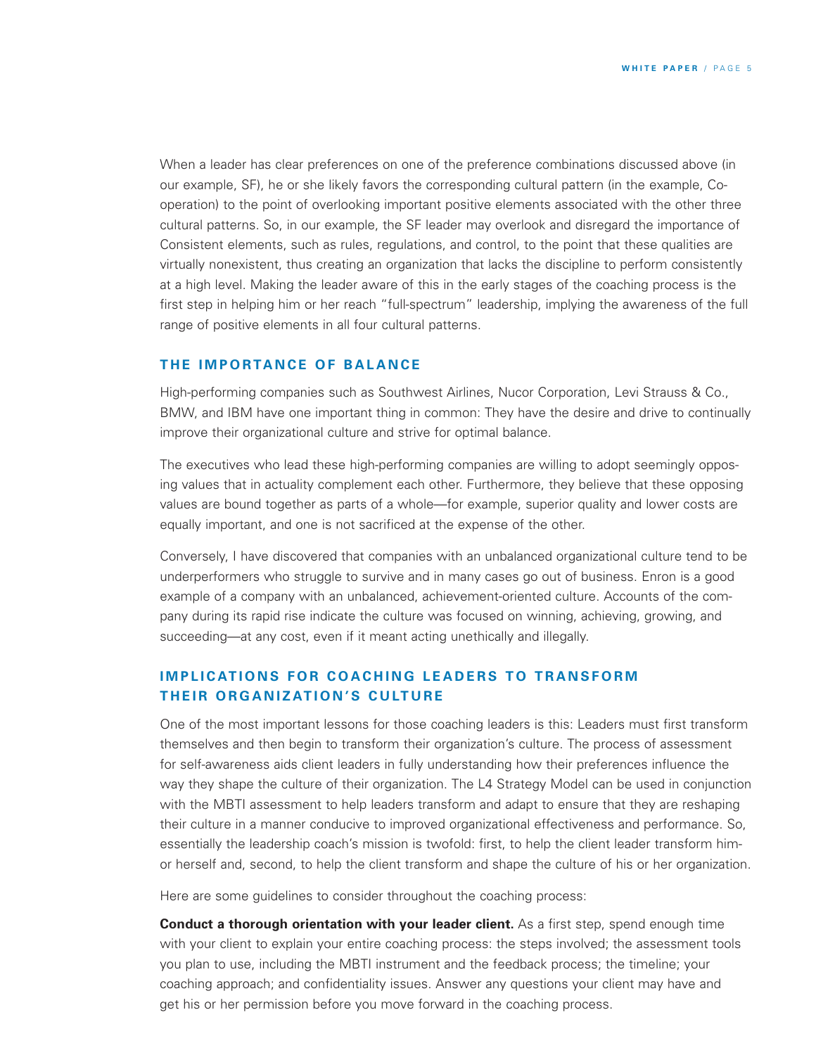When a leader has clear preferences on one of the preference combinations discussed above (in our example, SF), he or she likely favors the corresponding cultural pattern (in the example, Co-operation) to the point of overlooking important positive elements associated with the other three cultural patterns. So, in our example, the SF leader may overlook and disregard the importance of Consistent elements, such as rules, regulations, and control, to the point that these qualities are virtually nonexistent, thus creating an organization that lacks the discipline to perform consistently at a high level. Making the leader aware of this in the early stages of the coaching process is the first step in helping him or her reach "full-spectrum" leadership, implying the awareness of the full range of positive elements in all four cultural patterns.

## THE IMPORTANCE OF BALANCE

High-performing companies such as Southwest Airlines, Nucor Corporation, Levi Strauss & Co., BMW, and IBM have one important thing in common: They have the desire and drive to continually improve their organizational culture and strive for optimal balance.

The executives who lead these high-performing companies are willing to adopt seemingly opposing values that in actuality complement each other. Furthermore, they believe that these opposing values are bound together as parts of a whole—for example, superior quality and lower costs are equally important, and one is not sacrificed at the expense of the other.

Conversely, I have discovered that companies with an unbalanced organizational culture tend to be underperformers who struggle to survive and in many cases go out of business. Enron is a good example of a company with an unbalanced, achievement-oriented culture. Accounts of the company during its rapid rise indicate the culture was focused on winning, achieving, growing, and succeeding—at any cost, even if it meant acting unethically and illegally.

## IMPLICATIONS FOR COACHING LEADERS TO TRANSFORM THEIR ORGANIZATION'S CULTURE

One of the most important lessons for those coaching leaders is this: Leaders must first transform themselves and then begin to transform their organization's culture. The process of assessment for self-awareness aids client leaders in fully understanding how their preferences influence the way they shape the culture of their organization. The L4 Strategy Model can be used in conjunction with the MBTI assessment to help leaders transform and adapt to ensure that they are reshaping their culture in a manner conducive to improved organizational effectiveness and performance. So, essentially the leadership coach's mission is twofold: first, to help the client leader transform him- or herself and, second, to help the client transform and shape the culture of his or her organization.

Here are some guidelines to consider throughout the coaching process:

**Conduct a thorough orientation with your leader client.** As a first step, spend enough time with your client to explain your entire coaching process: the steps involved; the assessment tools you plan to use, including the MBTI instrument and the feedback process; the timeline; your coaching approach; and confidentiality issues. Answer any questions your client may have and get his or her permission before you move forward in the coaching process.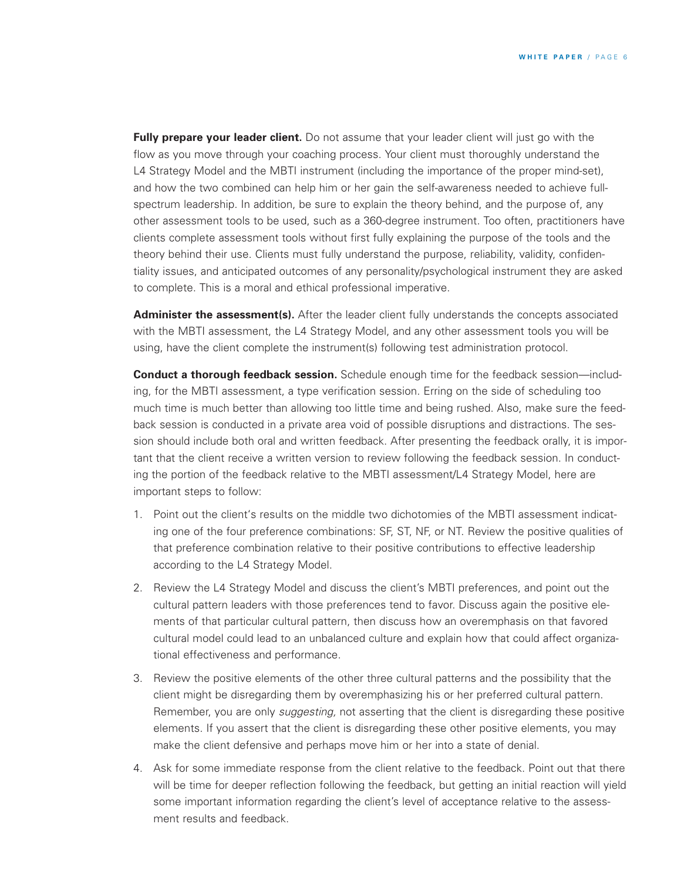**Fully prepare your leader client.** Do not assume that your leader client will just go with the flow as you move through your coaching process. Your client must thoroughly understand the L4 Strategy Model and the MBTI instrument (including the importance of the proper mind-set), and how the two combined can help him or her gain the self-awareness needed to achieve full-spectrum leadership. In addition, be sure to explain the theory behind, and the purpose of, any other assessment tools to be used, such as a 360-degree instrument. Too often, practitioners have clients complete assessment tools without first fully explaining the purpose of the tools and the theory behind their use. Clients must fully understand the purpose, reliability, validity, confidentiality issues, and anticipated outcomes of any personality/psychological instrument they are asked to complete. This is a moral and ethical professional imperative.

**Administer the assessment(s).** After the leader client fully understands the concepts associated with the MBTI assessment, the L4 Strategy Model, and any other assessment tools you will be using, have the client complete the instrument(s) following test administration protocol.

**Conduct a thorough feedback session.** Schedule enough time for the feedback session—including, for the MBTI assessment, a type verification session. Erring on the side of scheduling too much time is much better than allowing too little time and being rushed. Also, make sure the feedback session is conducted in a private area void of possible disruptions and distractions. The session should include both oral and written feedback. After presenting the feedback orally, it is important that the client receive a written version to review following the feedback session. In conducting the portion of the feedback relative to the MBTI assessment/L4 Strategy Model, here are important steps to follow:

1. Point out the client's results on the middle two dichotomies of the MBTI assessment indicating one of the four preference combinations: SF, ST, NF, or NT. Review the positive qualities of that preference combination relative to their positive contributions to effective leadership according to the L4 Strategy Model.
2. Review the L4 Strategy Model and discuss the client's MBTI preferences, and point out the cultural pattern leaders with those preferences tend to favor. Discuss again the positive elements of that particular cultural pattern, then discuss how an overemphasis on that favored cultural model could lead to an unbalanced culture and explain how that could affect organizational effectiveness and performance.
3. Review the positive elements of the other three cultural patterns and the possibility that the client might be disregarding them by overemphasizing his or her preferred cultural pattern. Remember, you are only *suggesting,* not asserting that the client is disregarding these positive elements. If you assert that the client is disregarding these other positive elements, you may make the client defensive and perhaps move him or her into a state of denial.
4. Ask for some immediate response from the client relative to the feedback. Point out that there will be time for deeper reflection following the feedback, but getting an initial reaction will yield some important information regarding the client's level of acceptance relative to the assessment results and feedback.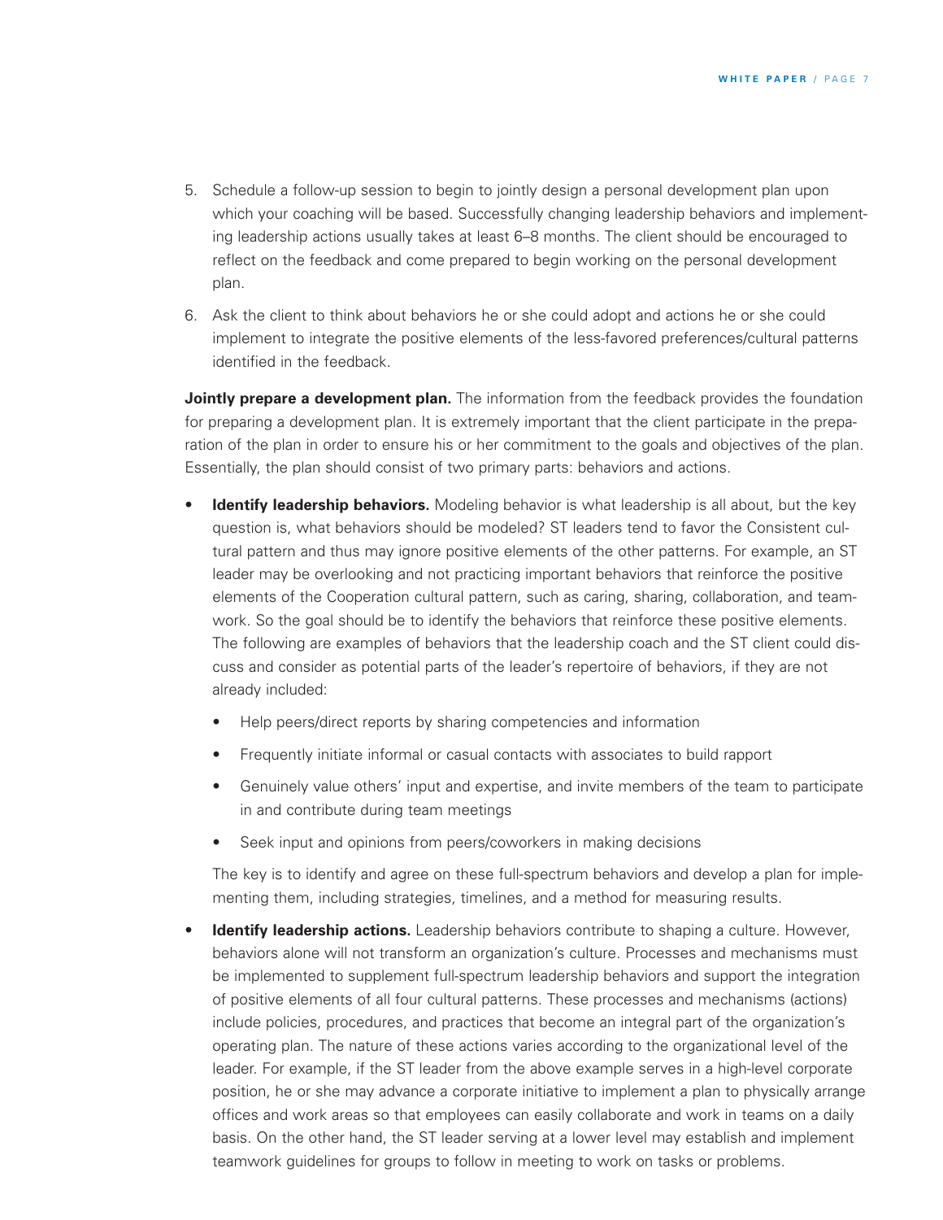5. Schedule a follow-up session to begin to jointly design a personal development plan upon which your coaching will be based. Successfully changing leadership behaviors and implementing leadership actions usually takes at least 6–8 months. The client should be encouraged to reflect on the feedback and come prepared to begin working on the personal development plan.

6. Ask the client to think about behaviors he or she could adopt and actions he or she could implement to integrate the positive elements of the less-favored preferences/cultural patterns identified in the feedback.

**Jointly prepare a development plan.** The information from the feedback provides the foundation for preparing a development plan. It is extremely important that the client participate in the preparation of the plan in order to ensure his or her commitment to the goals and objectives of the plan. Essentially, the plan should consist of two primary parts: behaviors and actions.

- **Identify leadership behaviors.** Modeling behavior is what leadership is all about, but the key question is, what behaviors should be modeled? ST leaders tend to favor the Consistent cultural pattern and thus may ignore positive elements of the other patterns. For example, an ST leader may be overlooking and not practicing important behaviors that reinforce the positive elements of the Cooperation cultural pattern, such as caring, sharing, collaboration, and teamwork. So the goal should be to identify the behaviors that reinforce these positive elements. The following are examples of behaviors that the leadership coach and the ST client could discuss and consider as potential parts of the leader's repertoire of behaviors, if they are not already included:

  - Help peers/direct reports by sharing competencies and information
  - Frequently initiate informal or casual contacts with associates to build rapport
  - Genuinely value others' input and expertise, and invite members of the team to participate in and contribute during team meetings
  - Seek input and opinions from peers/coworkers in making decisions

  The key is to identify and agree on these full-spectrum behaviors and develop a plan for implementing them, including strategies, timelines, and a method for measuring results.

- **Identify leadership actions.** Leadership behaviors contribute to shaping a culture. However, behaviors alone will not transform an organization's culture. Processes and mechanisms must be implemented to supplement full-spectrum leadership behaviors and support the integration of positive elements of all four cultural patterns. These processes and mechanisms (actions) include policies, procedures, and practices that become an integral part of the organization's operating plan. The nature of these actions varies according to the organizational level of the leader. For example, if the ST leader from the above example serves in a high-level corporate position, he or she may advance a corporate initiative to implement a plan to physically arrange offices and work areas so that employees can easily collaborate and work in teams on a daily basis. On the other hand, the ST leader serving at a lower level may establish and implement teamwork guidelines for groups to follow in meeting to work on tasks or problems.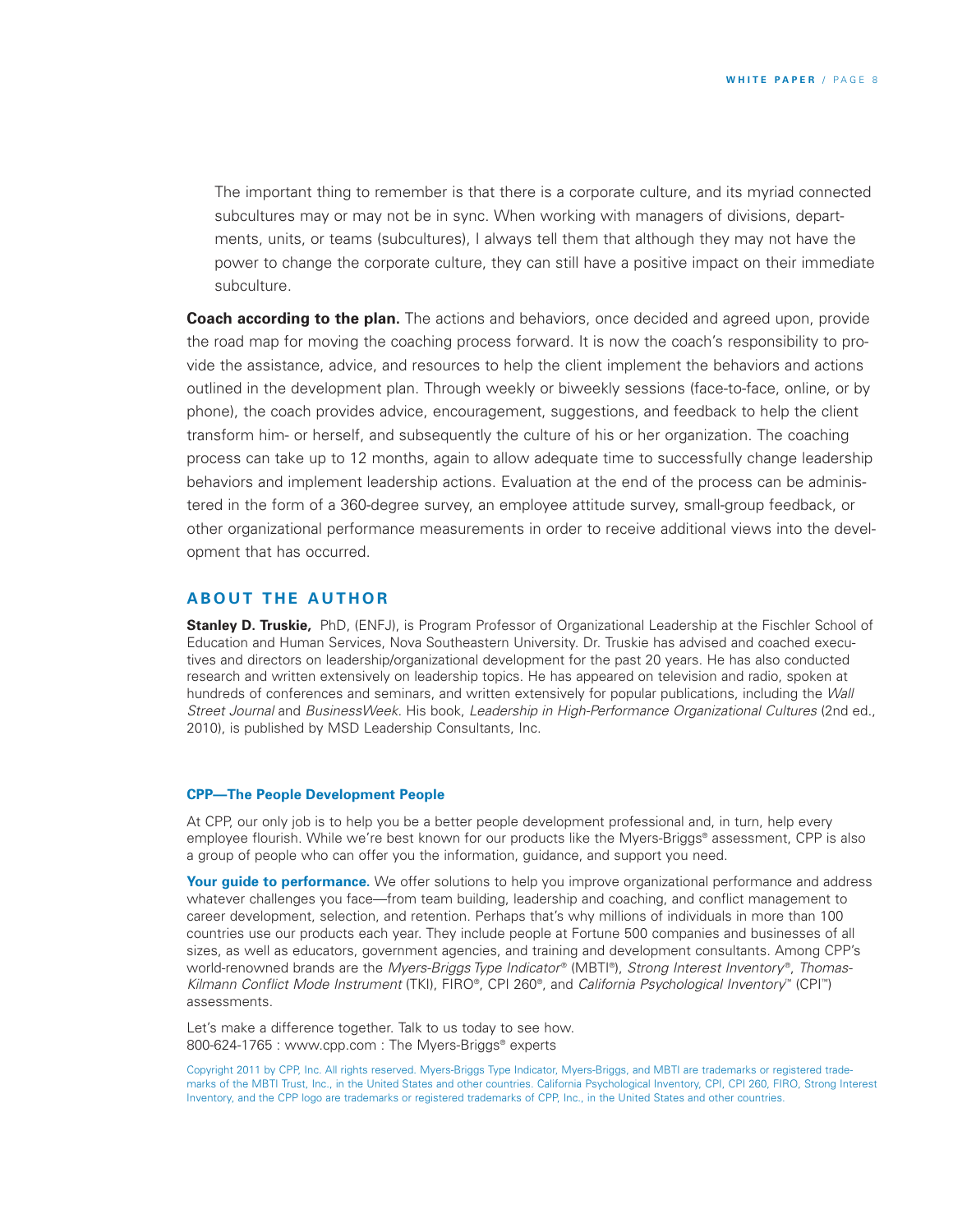The important thing to remember is that there is a corporate culture, and its myriad connected subcultures may or may not be in sync. When working with managers of divisions, departments, units, or teams (subcultures), I always tell them that although they may not have the power to change the corporate culture, they can still have a positive impact on their immediate subculture.

**Coach according to the plan.** The actions and behaviors, once decided and agreed upon, provide the road map for moving the coaching process forward. It is now the coach's responsibility to provide the assistance, advice, and resources to help the client implement the behaviors and actions outlined in the development plan. Through weekly or biweekly sessions (face-to-face, online, or by phone), the coach provides advice, encouragement, suggestions, and feedback to help the client transform him- or herself, and subsequently the culture of his or her organization. The coaching process can take up to 12 months, again to allow adequate time to successfully change leadership behaviors and implement leadership actions. Evaluation at the end of the process can be administered in the form of a 360-degree survey, an employee attitude survey, small-group feedback, or other organizational performance measurements in order to receive additional views into the development that has occurred.

## ABOUT THE AUTHOR

**Stanley D. Truskie,** PhD, (ENFJ), is Program Professor of Organizational Leadership at the Fischler School of Education and Human Services, Nova Southeastern University. Dr. Truskie has advised and coached executives and directors on leadership/organizational development for the past 20 years. He has also conducted research and written extensively on leadership topics. He has appeared on television and radio, spoken at hundreds of conferences and seminars, and written extensively for popular publications, including the *Wall Street Journal* and *BusinessWeek*. His book, *Leadership in High-Performance Organizational Cultures* (2nd ed., 2010), is published by MSD Leadership Consultants, Inc.

### CPP—The People Development People

At CPP, our only job is to help you be a better people development professional and, in turn, help every employee flourish. While we're best known for our products like the Myers-Briggs® assessment, CPP is also a group of people who can offer you the information, guidance, and support you need.

**Your guide to performance.** We offer solutions to help you improve organizational performance and address whatever challenges you face—from team building, leadership and coaching, and conflict management to career development, selection, and retention. Perhaps that's why millions of individuals in more than 100 countries use our products each year. They include people at Fortune 500 companies and businesses of all sizes, as well as educators, government agencies, and training and development consultants. Among CPP's world-renowned brands are the *Myers-Briggs Type Indicator®* (MBTI®), *Strong Interest Inventory®*, *Thomas-Kilmann Conflict Mode Instrument* (TKI), FIRO®, CPI 260®, and *California Psychological Inventory™* (CPI™) assessments.

Let's make a difference together. Talk to us today to see how.
800-624-1765 : www.cpp.com : The Myers-Briggs® experts

Copyright 2011 by CPP, Inc. All rights reserved. Myers-Briggs Type Indicator, Myers-Briggs, and MBTI are trademarks or registered trademarks of the MBTI Trust, Inc., in the United States and other countries. California Psychological Inventory, CPI, CPI 260, FIRO, Strong Interest Inventory, and the CPP logo are trademarks or registered trademarks of CPP, Inc., in the United States and other countries.